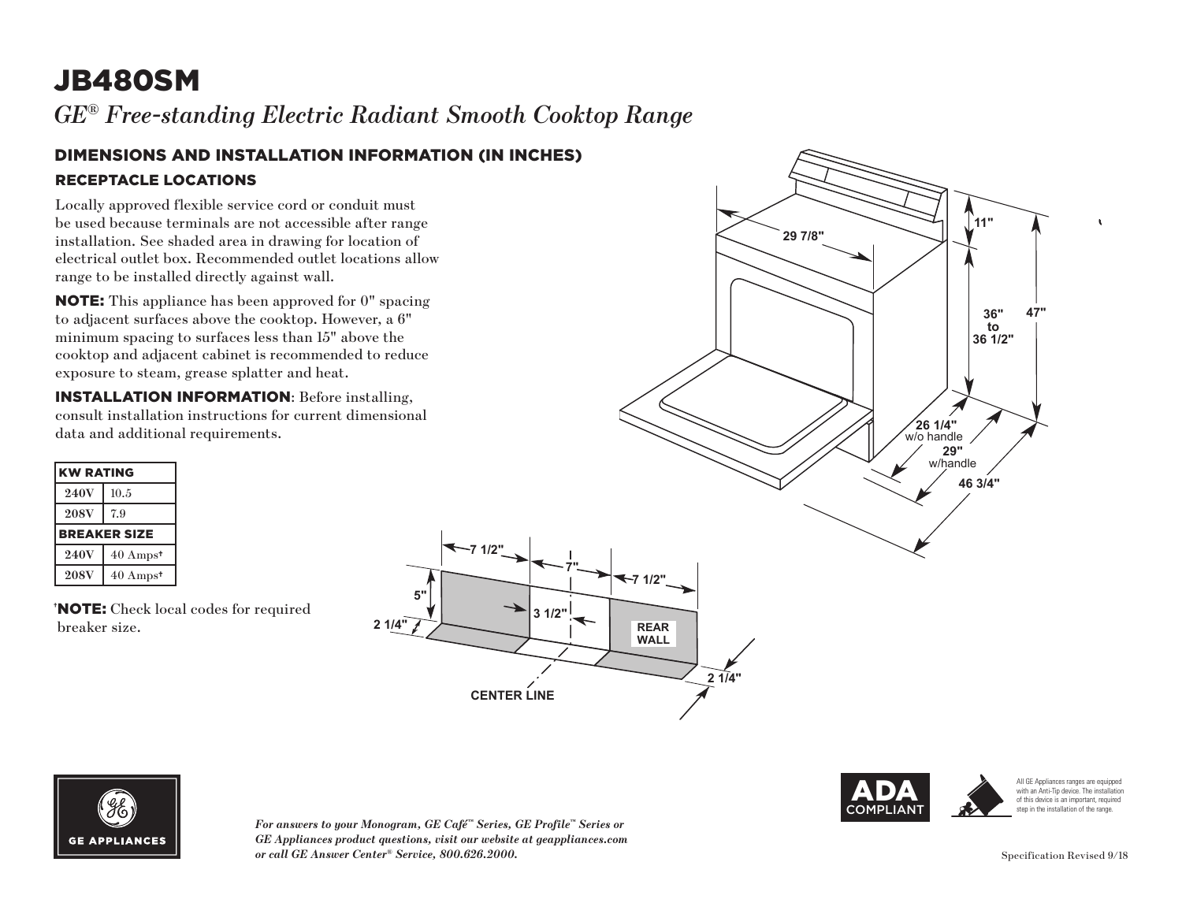# JB480SM

*GE® Free-standing Electric Radiant Smooth Cooktop Range*

## DIMENSIONS AND INSTALLATION INFORMATION (IN INCHES)

### RECEPTACLE LOCATIONS

Locally approved flexible service cord or conduit must be used because terminals are not accessible after range installation. See shaded area in drawing for location of electrical outlet box. Recommended outlet locations allow range to be installed directly against wall.

**NOTE:** This appliance has been approved for 0" spacing to adjacent surfaces above the cooktop. However, a 6" minimum spacing to surfaces less than 15" above the cooktop and adjacent cabinet is recommended to reduce exposure to steam, grease splatter and heat.

**INSTALLATION INFORMATION**: Before installing, consult installation instructions for current dimensional data and additional requirements.

| KW RATING | |
|---|---|
| **240V** | 10.5 |
| **208V** | 7.9 |
| **BREAKER SIZE** | |
| **240V** | 40 Amps† |
| **208V** | 40 Amps† |

†**NOTE:** Check local codes for required breaker size.

29 7/8"
11"
36" to 36 1/2"
47"
26 1/4" w/o handle
29" w/handle
46 3/4"

7 1/2"
7"
7 1/2"
5"
3 1/2"
2 1/4"
REAR WALL
2 1/4"
CENTER LINE

*For answers to your Monogram, GE Café™ Series, GE Profile™ Series or GE Appliances product questions, visit our website at geappliances.com or call GE Answer Center® Service, 800.626.2000.*

ADA COMPLIANT

All GE Appliances ranges are equipped with an Anti-Tip device. The installation of this device is an important, required step in the installation of the range.

Specification Revised 9/18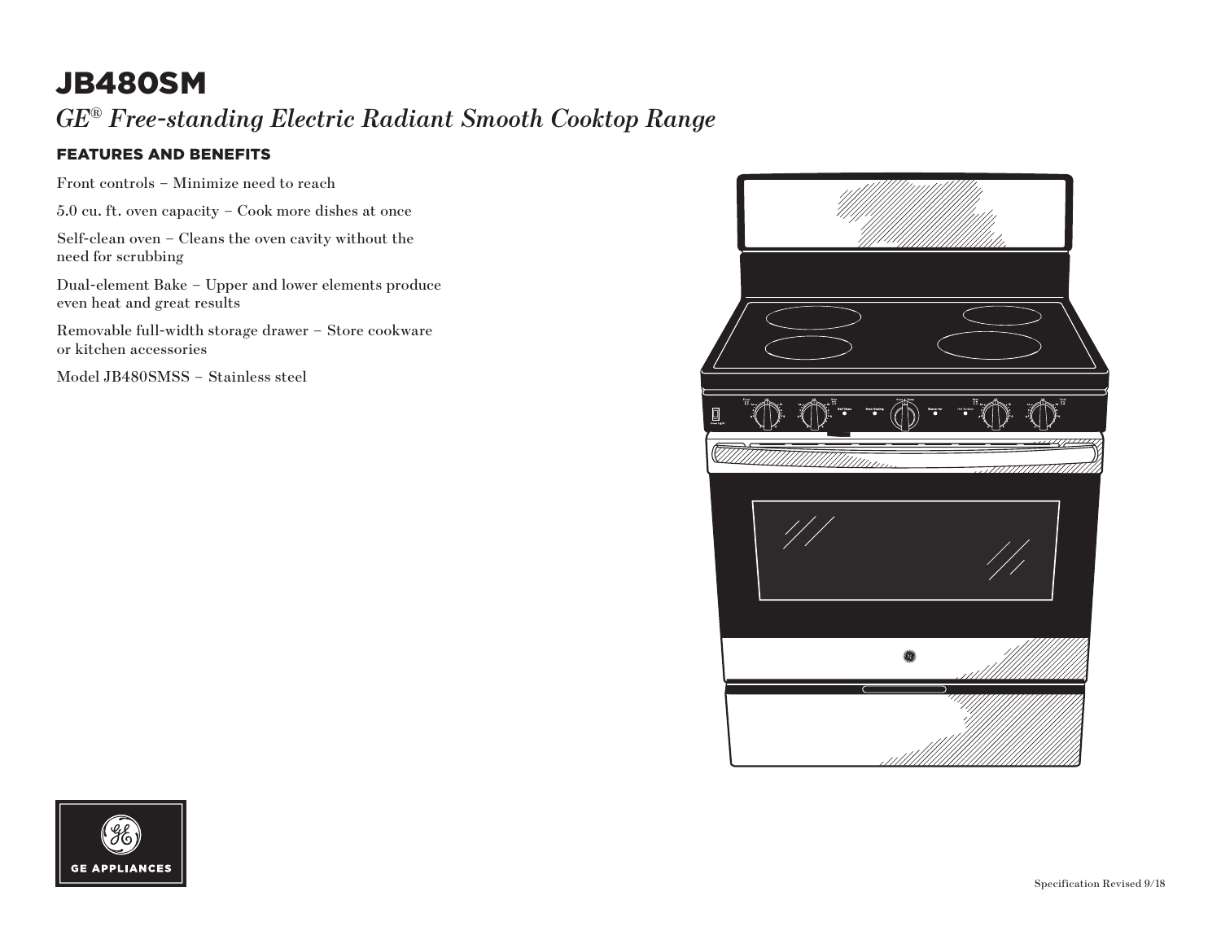# JB480SM

## *GE® Free-standing Electric Radiant Smooth Cooktop Range*

### FEATURES AND BENEFITS

Front controls – Minimize need to reach

5.0 cu. ft. oven capacity – Cook more dishes at once

Self-clean oven – Cleans the oven cavity without the need for scrubbing

Dual-element Bake – Upper and lower elements produce even heat and great results

Removable full-width storage drawer – Store cookware or kitchen accessories

Model JB480SMSS – Stainless steel

GE APPLIANCES

Specification Revised 9/18